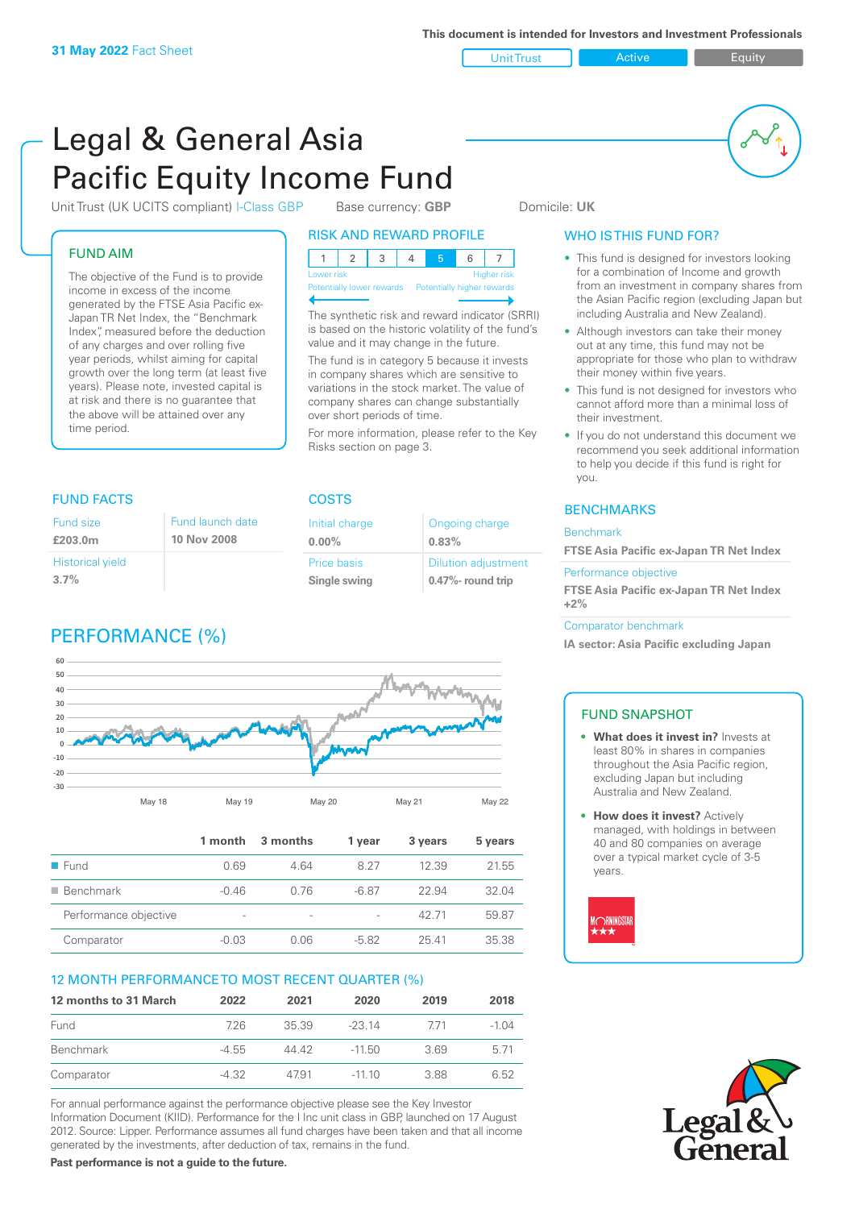**31 May 2022** Fact Sheet

This document is intended for Investors and Investment Professionals

Unit Trust | Active | Equity

# Legal & General Asia Pacific Equity Income Fund

Unit Trust (UK UCITS compliant) I-Class GBP    Base currency: **GBP**    Domicile: **UK**

## FUND AIM

The objective of the Fund is to provide income in excess of the income generated by the FTSE Asia Pacific ex-Japan TR Net Index, the "Benchmark Index", measured before the deduction of any charges and over rolling five year periods, whilst aiming for capital growth over the long term (at least five years). Please note, invested capital is at risk and there is no guarantee that the above will be attained over any time period.

## RISK AND REWARD PROFILE

| 1 | 2 | 3 | 4 | **5** | 6 | 7 |
|---|---|---|---|---|---|---|

Lower risk — Higher risk
Potentially lower rewards — Potentially higher rewards

The synthetic risk and reward indicator (SRRI) is based on the historic volatility of the fund's value and it may change in the future.

The fund is in category 5 because it invests in company shares which are sensitive to variations in the stock market. The value of company shares can change substantially over short periods of time.

For more information, please refer to the Key Risks section on page 3.

## WHO IS THIS FUND FOR?

- This fund is designed for investors looking for a combination of Income and growth from an investment in company shares from the Asian Pacific region (excluding Japan but including Australia and New Zealand).
- Although investors can take their money out at any time, this fund may not be appropriate for those who plan to withdraw their money within five years.
- This fund is not designed for investors who cannot afford more than a minimal loss of their investment.
- If you do not understand this document we recommend you seek additional information to help you decide if this fund is right for you.

## FUND FACTS

| Fund size | Fund launch date |
|---|---|
| **£203.0m** | **10 Nov 2008** |
| Historical yield | |
| **3.7%** | |

## COSTS

| Initial charge | Ongoing charge |
|---|---|
| **0.00%** | **0.83%** |
| Price basis | Dilution adjustment |
| **Single swing** | **0.47%- round trip** |

## BENCHMARKS

Benchmark
**FTSE Asia Pacific ex-Japan TR Net Index**

Performance objective
**FTSE Asia Pacific ex-Japan TR Net Index +2%**

Comparator benchmark
**IA sector: Asia Pacific excluding Japan**

## PERFORMANCE (%)

| | 1 month | 3 months | 1 year | 3 years | 5 years |
|---|---|---|---|---|---|
| Fund | 0.69 | 4.64 | 8.27 | 12.39 | 21.55 |
| Benchmark | -0.46 | 0.76 | -6.87 | 22.94 | 32.04 |
| Performance objective | - | - | - | 42.71 | 59.87 |
| Comparator | -0.03 | 0.06 | -5.82 | 25.41 | 35.38 |

## 12 MONTH PERFORMANCE TO MOST RECENT QUARTER (%)

| 12 months to 31 March | 2022 | 2021 | 2020 | 2019 | 2018 |
|---|---|---|---|---|---|
| Fund | 7.26 | 35.39 | -23.14 | 7.71 | -1.04 |
| Benchmark | -4.55 | 44.42 | -11.50 | 3.69 | 5.71 |
| Comparator | -4.32 | 47.91 | -11.10 | 3.88 | 6.52 |

For annual performance against the performance objective please see the Key Investor Information Document (KIID). Performance for the I Inc unit class in GBP, launched on 17 August 2012. Source: Lipper. Performance assumes all fund charges have been taken and that all income generated by the investments, after deduction of tax, remains in the fund.

**Past performance is not a guide to the future.**

## FUND SNAPSHOT

- **What does it invest in?** Invests at least 80% in shares in companies throughout the Asia Pacific region, excluding Japan but including Australia and New Zealand.
- **How does it invest?** Actively managed, with holdings in between 40 and 80 companies on average over a typical market cycle of 3-5 years.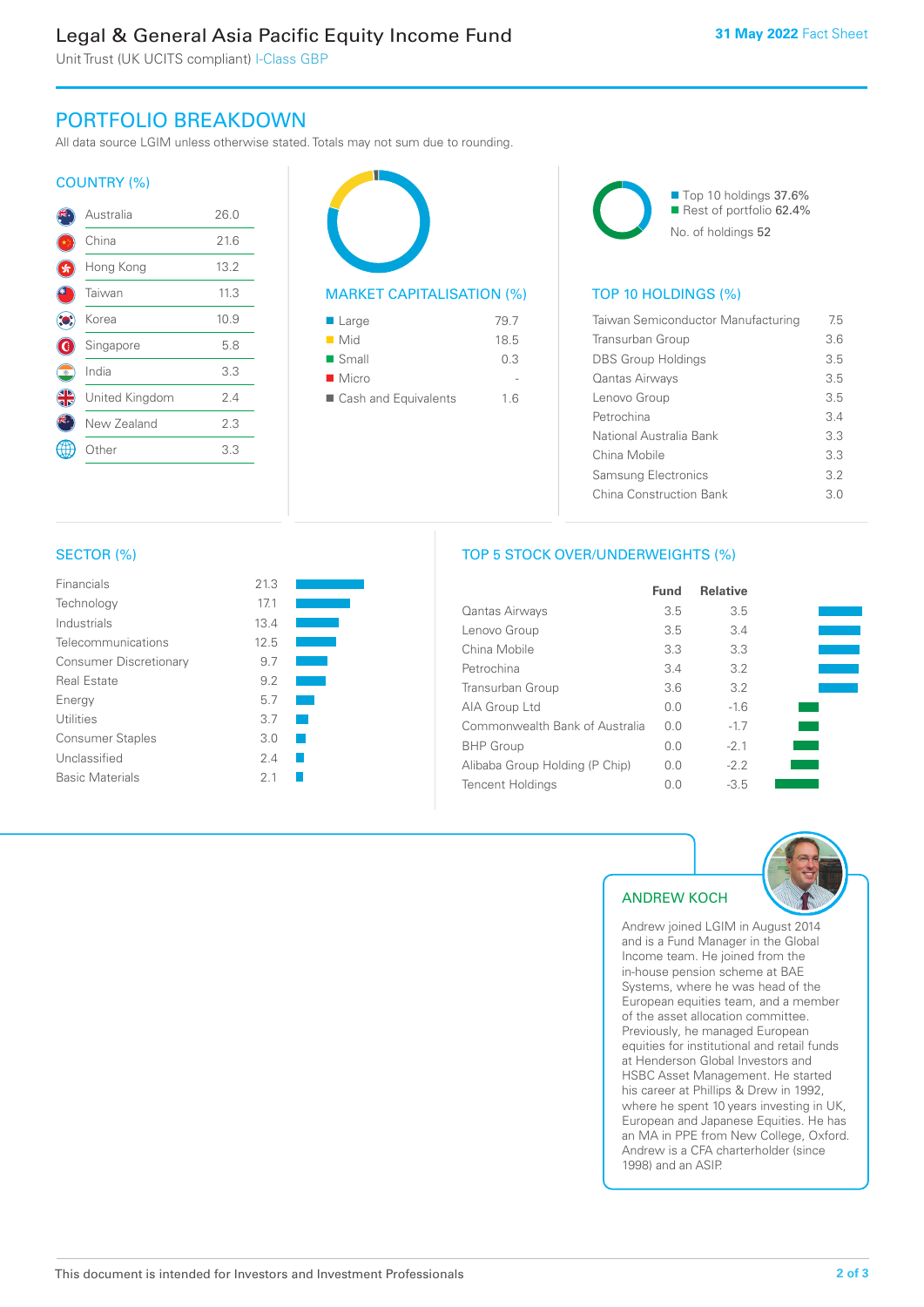# Legal & General Asia Pacific Equity Income Fund

Unit Trust (UK UCITS compliant) I-Class GBP

**31 May 2022** Fact Sheet

## PORTFOLIO BREAKDOWN

All data source LGIM unless otherwise stated. Totals may not sum due to rounding.

### COUNTRY (%)

| Country | % |
|---|---|
| Australia | 26.0 |
| China | 21.6 |
| Hong Kong | 13.2 |
| Taiwan | 11.3 |
| Korea | 10.9 |
| Singapore | 5.8 |
| India | 3.3 |
| United Kingdom | 2.4 |
| New Zealand | 2.3 |
| Other | 3.3 |

### MARKET CAPITALISATION (%)

| | % |
|---|---|
| Large | 79.7 |
| Mid | 18.5 |
| Small | 0.3 |
| Micro | - |
| Cash and Equivalents | 1.6 |

- Top 10 holdings 37.6%
- Rest of portfolio 62.4%

No. of holdings 52

### TOP 10 HOLDINGS (%)

| Holding | % |
|---|---|
| Taiwan Semiconductor Manufacturing | 7.5 |
| Transurban Group | 3.6 |
| DBS Group Holdings | 3.5 |
| Qantas Airways | 3.5 |
| Lenovo Group | 3.5 |
| Petrochina | 3.4 |
| National Australia Bank | 3.3 |
| China Mobile | 3.3 |
| Samsung Electronics | 3.2 |
| China Construction Bank | 3.0 |

### SECTOR (%)

| Sector | % |
|---|---|
| Financials | 21.3 |
| Technology | 17.1 |
| Industrials | 13.4 |
| Telecommunications | 12.5 |
| Consumer Discretionary | 9.7 |
| Real Estate | 9.2 |
| Energy | 5.7 |
| Utilities | 3.7 |
| Consumer Staples | 3.0 |
| Unclassified | 2.4 |
| Basic Materials | 2.1 |

### TOP 5 STOCK OVER/UNDERWEIGHTS (%)

| | Fund | Relative |
|---|---|---|
| Qantas Airways | 3.5 | 3.5 |
| Lenovo Group | 3.5 | 3.4 |
| China Mobile | 3.3 | 3.3 |
| Petrochina | 3.4 | 3.2 |
| Transurban Group | 3.6 | 3.2 |
| AIA Group Ltd | 0.0 | -1.6 |
| Commonwealth Bank of Australia | 0.0 | -1.7 |
| BHP Group | 0.0 | -2.1 |
| Alibaba Group Holding (P Chip) | 0.0 | -2.2 |
| Tencent Holdings | 0.0 | -3.5 |

### ANDREW KOCH

Andrew joined LGIM in August 2014 and is a Fund Manager in the Global Income team. He joined from the in-house pension scheme at BAE Systems, where he was head of the European equities team, and a member of the asset allocation committee. Previously, he managed European equities for institutional and retail funds at Henderson Global Investors and HSBC Asset Management. He started his career at Phillips & Drew in 1992, where he spent 10 years investing in UK, European and Japanese Equities. He has an MA in PPE from New College, Oxford. Andrew is a CFA charterholder (since 1998) and an ASIP.

This document is intended for Investors and Investment Professionals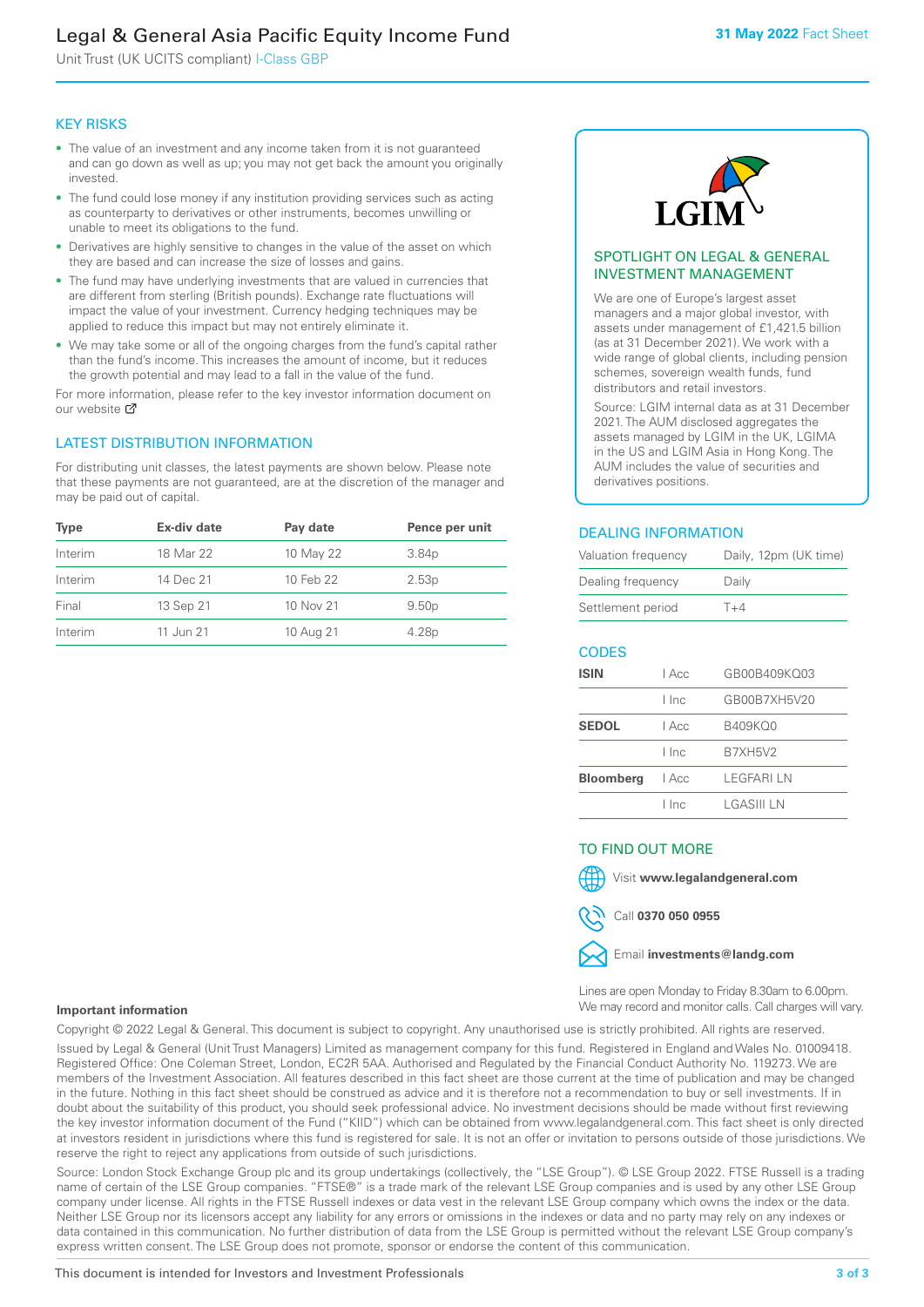## KEY RISKS

- The value of an investment and any income taken from it is not guaranteed and can go down as well as up; you may not get back the amount you originally invested.
- The fund could lose money if any institution providing services such as acting as counterparty to derivatives or other instruments, becomes unwilling or unable to meet its obligations to the fund.
- Derivatives are highly sensitive to changes in the value of the asset on which they are based and can increase the size of losses and gains.
- The fund may have underlying investments that are valued in currencies that are different from sterling (British pounds). Exchange rate fluctuations will impact the value of your investment. Currency hedging techniques may be applied to reduce this impact but may not entirely eliminate it.
- We may take some or all of the ongoing charges from the fund's capital rather than the fund's income. This increases the amount of income, but it reduces the growth potential and may lead to a fall in the value of the fund.

For more information, please refer to the key investor information document on our website

## LATEST DISTRIBUTION INFORMATION

For distributing unit classes, the latest payments are shown below. Please note that these payments are not guaranteed, are at the discretion of the manager and may be paid out of capital.

| Type | Ex-div date | Pay date | Pence per unit |
|---|---|---|---|
| Interim | 18 Mar 22 | 10 May 22 | 3.84p |
| Interim | 14 Dec 21 | 10 Feb 22 | 2.53p |
| Final | 13 Sep 21 | 10 Nov 21 | 9.50p |
| Interim | 11 Jun 21 | 10 Aug 21 | 4.28p |

## SPOTLIGHT ON LEGAL & GENERAL INVESTMENT MANAGEMENT

We are one of Europe's largest asset managers and a major global investor, with assets under management of £1,421.5 billion (as at 31 December 2021). We work with a wide range of global clients, including pension schemes, sovereign wealth funds, fund distributors and retail investors.

Source: LGIM internal data as at 31 December 2021. The AUM disclosed aggregates the assets managed by LGIM in the UK, LGIMA in the US and LGIM Asia in Hong Kong. The AUM includes the value of securities and derivatives positions.

## DEALING INFORMATION

| | |
|---|---|
| Valuation frequency | Daily, 12pm (UK time) |
| Dealing frequency | Daily |
| Settlement period | T+4 |

## CODES

| | | |
|---|---|---|
| **ISIN** | I Acc | GB00B409KQ03 |
| | I Inc | GB00B7XH5V20 |
| **SEDOL** | I Acc | B409KQ0 |
| | I Inc | B7XH5V2 |
| **Bloomberg** | I Acc | LEGFARI LN |
| | I Inc | LGASIII LN |

## TO FIND OUT MORE

Visit **www.legalandgeneral.com**

Call **0370 050 0955**

Email **investments@landg.com**

Lines are open Monday to Friday 8.30am to 6.00pm. We may record and monitor calls. Call charges will vary.

**Important information**

Copyright © 2022 Legal & General. This document is subject to copyright. Any unauthorised use is strictly prohibited. All rights are reserved.

Issued by Legal & General (Unit Trust Managers) Limited as management company for this fund. Registered in England and Wales No. 01009418. Registered Office: One Coleman Street, London, EC2R 5AA. Authorised and Regulated by the Financial Conduct Authority No. 119273. We are members of the Investment Association. All features described in this fact sheet are those current at the time of publication and may be changed in the future. Nothing in this fact sheet should be construed as advice and it is therefore not a recommendation to buy or sell investments. If in doubt about the suitability of this product, you should seek professional advice. No investment decisions should be made without first reviewing the key investor information document of the Fund ("KIID") which can be obtained from www.legalandgeneral.com. This fact sheet is only directed at investors resident in jurisdictions where this fund is registered for sale. It is not an offer or invitation to persons outside of those jurisdictions. We reserve the right to reject any applications from outside of such jurisdictions.

Source: London Stock Exchange Group plc and its group undertakings (collectively, the "LSE Group"). © LSE Group 2022. FTSE Russell is a trading name of certain of the LSE Group companies. "FTSE®" is a trade mark of the relevant LSE Group companies and is used by any other LSE Group company under license. All rights in the FTSE Russell indexes or data vest in the relevant LSE Group company which owns the index or the data. Neither LSE Group nor its licensors accept any liability for any errors or omissions in the indexes or data and no party may rely on any indexes or data contained in this communication. No further distribution of data from the LSE Group is permitted without the relevant LSE Group company's express written consent. The LSE Group does not promote, sponsor or endorse the content of this communication.

This document is intended for Investors and Investment Professionals